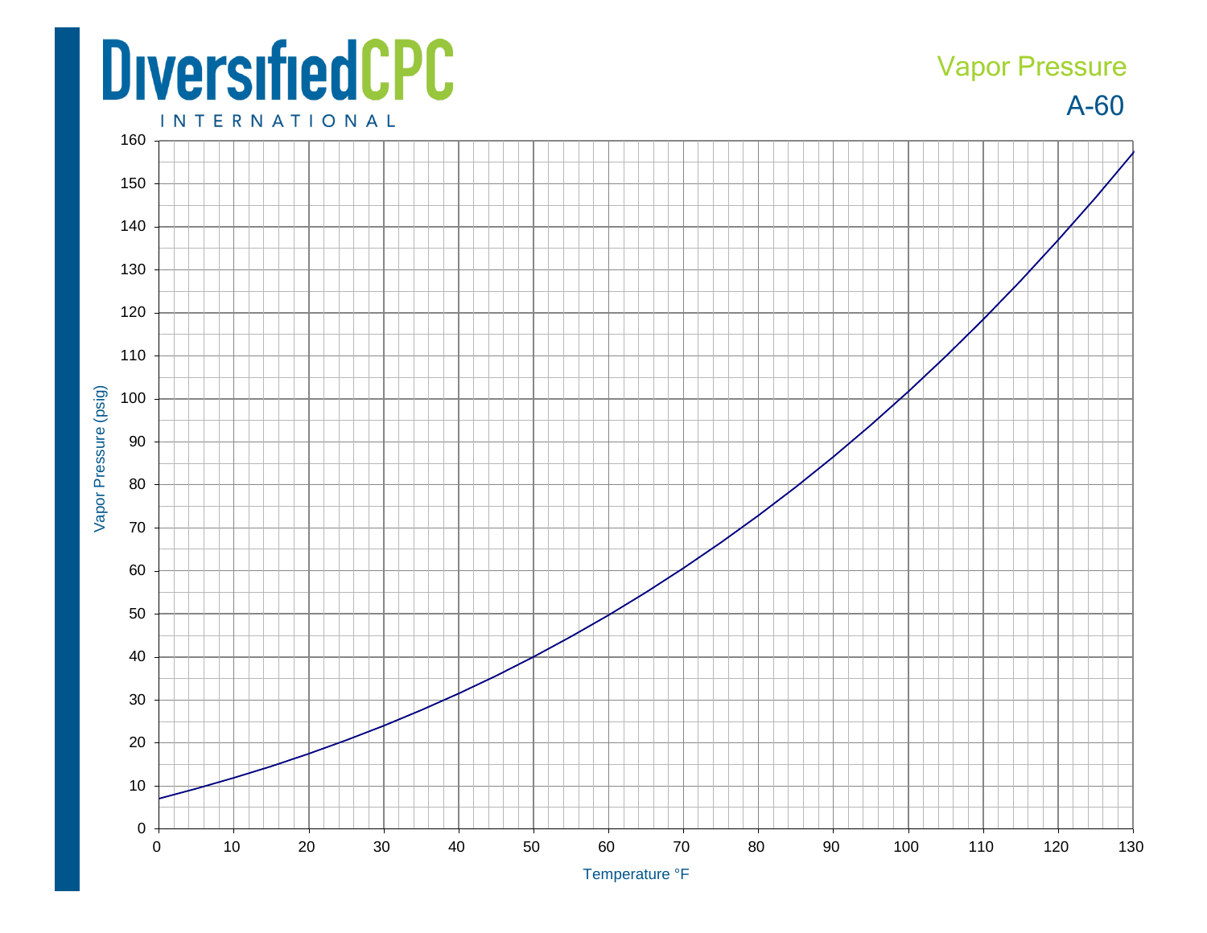# DiversifiedCPC INTERNATIONAL

## Vapor Pressure
## A-60

Vapor Pressure (psig) vs. Temperature °F

Y-axis: Vapor Pressure (psig): 0, 10, 20, 30, 40, 50, 60, 70, 80, 90, 100, 110, 120, 130, 140, 150, 160

X-axis: Temperature °F: 0, 10, 20, 30, 40, 50, 60, 70, 80, 90, 100, 110, 120, 130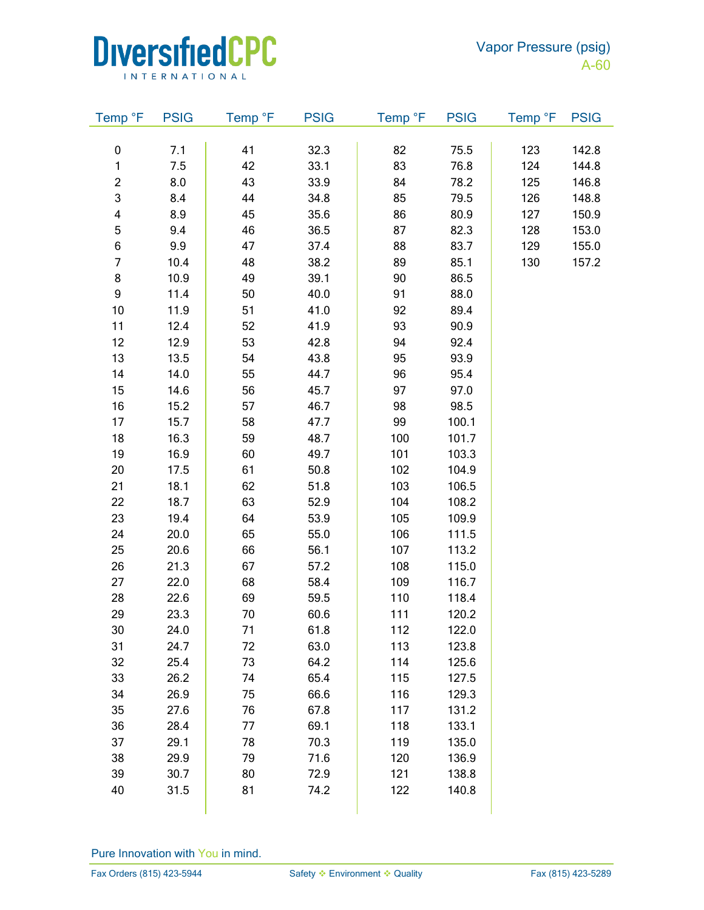DiversifiedCPC INTERNATIONAL

Vapor Pressure (psig)

A-60

| Temp °F | PSIG | Temp °F | PSIG | Temp °F | PSIG | Temp °F | PSIG |
|---|---|---|---|---|---|---|---|
| 0 | 7.1 | 41 | 32.3 | 82 | 75.5 | 123 | 142.8 |
| 1 | 7.5 | 42 | 33.1 | 83 | 76.8 | 124 | 144.8 |
| 2 | 8.0 | 43 | 33.9 | 84 | 78.2 | 125 | 146.8 |
| 3 | 8.4 | 44 | 34.8 | 85 | 79.5 | 126 | 148.8 |
| 4 | 8.9 | 45 | 35.6 | 86 | 80.9 | 127 | 150.9 |
| 5 | 9.4 | 46 | 36.5 | 87 | 82.3 | 128 | 153.0 |
| 6 | 9.9 | 47 | 37.4 | 88 | 83.7 | 129 | 155.0 |
| 7 | 10.4 | 48 | 38.2 | 89 | 85.1 | 130 | 157.2 |
| 8 | 10.9 | 49 | 39.1 | 90 | 86.5 | | |
| 9 | 11.4 | 50 | 40.0 | 91 | 88.0 | | |
| 10 | 11.9 | 51 | 41.0 | 92 | 89.4 | | |
| 11 | 12.4 | 52 | 41.9 | 93 | 90.9 | | |
| 12 | 12.9 | 53 | 42.8 | 94 | 92.4 | | |
| 13 | 13.5 | 54 | 43.8 | 95 | 93.9 | | |
| 14 | 14.0 | 55 | 44.7 | 96 | 95.4 | | |
| 15 | 14.6 | 56 | 45.7 | 97 | 97.0 | | |
| 16 | 15.2 | 57 | 46.7 | 98 | 98.5 | | |
| 17 | 15.7 | 58 | 47.7 | 99 | 100.1 | | |
| 18 | 16.3 | 59 | 48.7 | 100 | 101.7 | | |
| 19 | 16.9 | 60 | 49.7 | 101 | 103.3 | | |
| 20 | 17.5 | 61 | 50.8 | 102 | 104.9 | | |
| 21 | 18.1 | 62 | 51.8 | 103 | 106.5 | | |
| 22 | 18.7 | 63 | 52.9 | 104 | 108.2 | | |
| 23 | 19.4 | 64 | 53.9 | 105 | 109.9 | | |
| 24 | 20.0 | 65 | 55.0 | 106 | 111.5 | | |
| 25 | 20.6 | 66 | 56.1 | 107 | 113.2 | | |
| 26 | 21.3 | 67 | 57.2 | 108 | 115.0 | | |
| 27 | 22.0 | 68 | 58.4 | 109 | 116.7 | | |
| 28 | 22.6 | 69 | 59.5 | 110 | 118.4 | | |
| 29 | 23.3 | 70 | 60.6 | 111 | 120.2 | | |
| 30 | 24.0 | 71 | 61.8 | 112 | 122.0 | | |
| 31 | 24.7 | 72 | 63.0 | 113 | 123.8 | | |
| 32 | 25.4 | 73 | 64.2 | 114 | 125.6 | | |
| 33 | 26.2 | 74 | 65.4 | 115 | 127.5 | | |
| 34 | 26.9 | 75 | 66.6 | 116 | 129.3 | | |
| 35 | 27.6 | 76 | 67.8 | 117 | 131.2 | | |
| 36 | 28.4 | 77 | 69.1 | 118 | 133.1 | | |
| 37 | 29.1 | 78 | 70.3 | 119 | 135.0 | | |
| 38 | 29.9 | 79 | 71.6 | 120 | 136.9 | | |
| 39 | 30.7 | 80 | 72.9 | 121 | 138.8 | | |
| 40 | 31.5 | 81 | 74.2 | 122 | 140.8 | | |

Pure Innovation with You in mind.

Fax Orders (815) 423-5944 — Safety ❖ Environment ❖ Quality — Fax (815) 423-5289